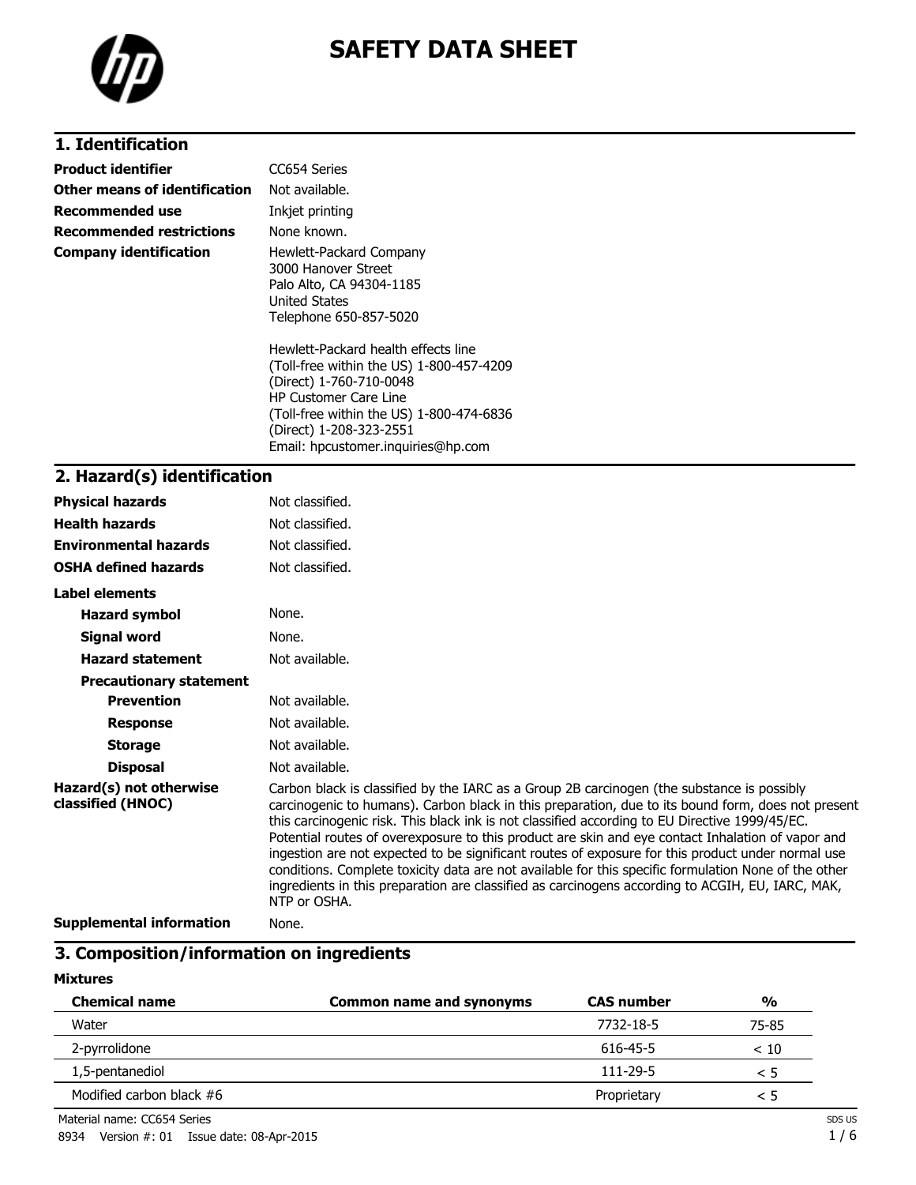# SAFETY DATA SHEET

## 1. Identification

| | |
|---|---|
| **Product identifier** | CC654 Series |
| **Other means of identification** | Not available. |
| **Recommended use** | Inkjet printing |
| **Recommended restrictions** | None known. |
| **Company identification** | Hewlett-Packard Company<br>3000 Hanover Street<br>Palo Alto, CA 94304-1185<br>United States<br>Telephone 650-857-5020<br><br>Hewlett-Packard health effects line<br>(Toll-free within the US) 1-800-457-4209<br>(Direct) 1-760-710-0048<br>HP Customer Care Line<br>(Toll-free within the US) 1-800-474-6836<br>(Direct) 1-208-323-2551<br>Email: hpcustomer.inquiries@hp.com |

## 2. Hazard(s) identification

| | |
|---|---|
| **Physical hazards** | Not classified. |
| **Health hazards** | Not classified. |
| **Environmental hazards** | Not classified. |
| **OSHA defined hazards** | Not classified. |

**Label elements**

| | |
|---|---|
| **Hazard symbol** | None. |
| **Signal word** | None. |
| **Hazard statement** | Not available. |
| **Precautionary statement** | |
| **Prevention** | Not available. |
| **Response** | Not available. |
| **Storage** | Not available. |
| **Disposal** | Not available. |
| **Hazard(s) not otherwise classified (HNOC)** | Carbon black is classified by the IARC as a Group 2B carcinogen (the substance is possibly carcinogenic to humans). Carbon black in this preparation, due to its bound form, does not present this carcinogenic risk. This black ink is not classified according to EU Directive 1999/45/EC. Potential routes of overexposure to this product are skin and eye contact Inhalation of vapor and ingestion are not expected to be significant routes of exposure for this product under normal use conditions. Complete toxicity data are not available for this specific formulation None of the other ingredients in this preparation are classified as carcinogens according to ACGIH, EU, IARC, MAK, NTP or OSHA. |
| **Supplemental information** | None. |

## 3. Composition/information on ingredients

**Mixtures**

| Chemical name | Common name and synonyms | CAS number | % |
|---|---|---|---|
| Water | | 7732-18-5 | 75-85 |
| 2-pyrrolidone | | 616-45-5 | < 10 |
| 1,5-pentanediol | | 111-29-5 | < 5 |
| Modified carbon black #6 | | Proprietary | < 5 |

Material name: CC654 Series

8934 Version #: 01 Issue date: 08-Apr-2015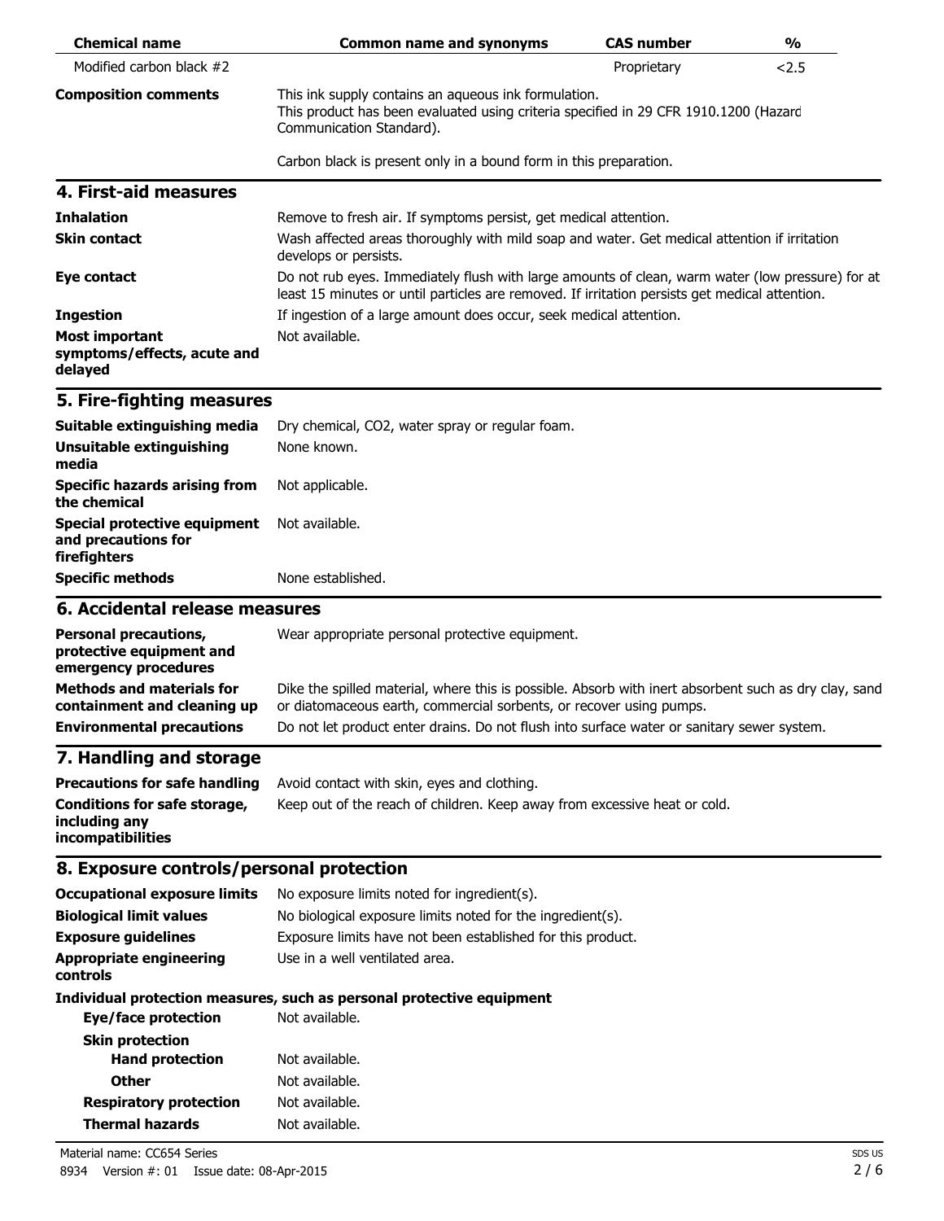| Chemical name | Common name and synonyms | CAS number | % |
|---|---|---|---|
| Modified carbon black #2 | | Proprietary | <2.5 |

**Composition comments**

This ink supply contains an aqueous ink formulation.
This product has been evaluated using criteria specified in 29 CFR 1910.1200 (Hazard Communication Standard).

Carbon black is present only in a bound form in this preparation.

## 4. First-aid measures

| | |
|---|---|
| **Inhalation** | Remove to fresh air. If symptoms persist, get medical attention. |
| **Skin contact** | Wash affected areas thoroughly with mild soap and water. Get medical attention if irritation develops or persists. |
| **Eye contact** | Do not rub eyes. Immediately flush with large amounts of clean, warm water (low pressure) for at least 15 minutes or until particles are removed. If irritation persists get medical attention. |
| **Ingestion** | If ingestion of a large amount does occur, seek medical attention. |
| **Most important symptoms/effects, acute and delayed** | Not available. |

## 5. Fire-fighting measures

| | |
|---|---|
| **Suitable extinguishing media** | Dry chemical, CO2, water spray or regular foam. |
| **Unsuitable extinguishing media** | None known. |
| **Specific hazards arising from the chemical** | Not applicable. |
| **Special protective equipment and precautions for firefighters** | Not available. |
| **Specific methods** | None established. |

## 6. Accidental release measures

| | |
|---|---|
| **Personal precautions, protective equipment and emergency procedures** | Wear appropriate personal protective equipment. |
| **Methods and materials for containment and cleaning up** | Dike the spilled material, where this is possible. Absorb with inert absorbent such as dry clay, sand or diatomaceous earth, commercial sorbents, or recover using pumps. |
| **Environmental precautions** | Do not let product enter drains. Do not flush into surface water or sanitary sewer system. |

## 7. Handling and storage

| | |
|---|---|
| **Precautions for safe handling** | Avoid contact with skin, eyes and clothing. |
| **Conditions for safe storage, including any incompatibilities** | Keep out of the reach of children. Keep away from excessive heat or cold. |

## 8. Exposure controls/personal protection

| | |
|---|---|
| **Occupational exposure limits** | No exposure limits noted for ingredient(s). |
| **Biological limit values** | No biological exposure limits noted for the ingredient(s). |
| **Exposure guidelines** | Exposure limits have not been established for this product. |
| **Appropriate engineering controls** | Use in a well ventilated area. |

**Individual protection measures, such as personal protective equipment**

| | |
|---|---|
| **Eye/face protection** | Not available. |
| **Skin protection** | |
| **Hand protection** | Not available. |
| **Other** | Not available. |
| **Respiratory protection** | Not available. |
| **Thermal hazards** | Not available. |

Material name: CC654 Series
8934 Version #: 01 Issue date: 08-Apr-2015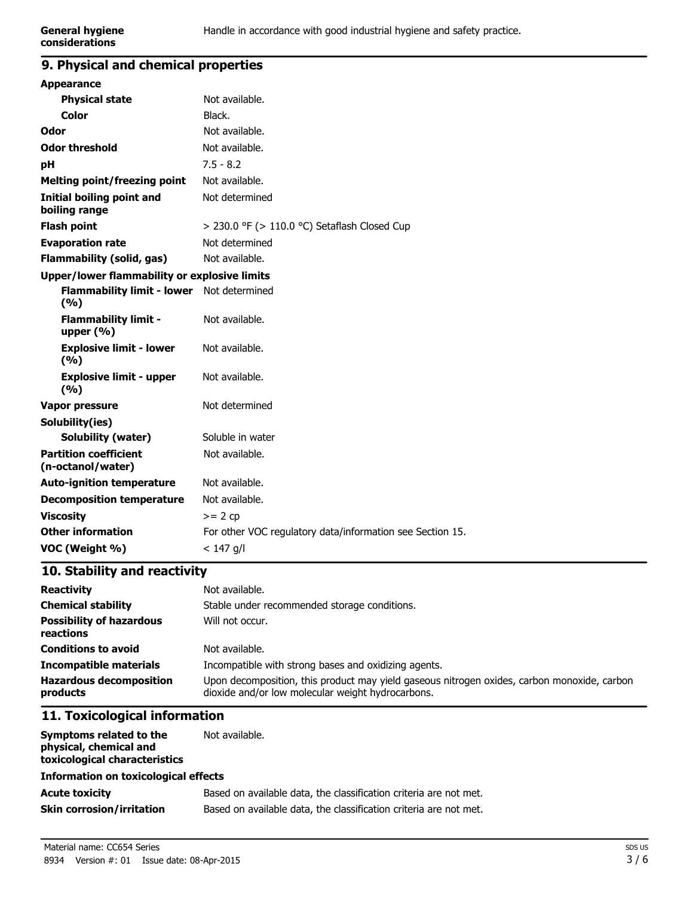| | |
|---|---|
| **General hygiene considerations** | Handle in accordance with good industrial hygiene and safety practice. |

## 9. Physical and chemical properties

| | |
|---|---|
| **Appearance** | |
| **Physical state** | Not available. |
| **Color** | Black. |
| **Odor** | Not available. |
| **Odor threshold** | Not available. |
| **pH** | 7.5 - 8.2 |
| **Melting point/freezing point** | Not available. |
| **Initial boiling point and boiling range** | Not determined |
| **Flash point** | > 230.0 °F (> 110.0 °C) Setaflash Closed Cup |
| **Evaporation rate** | Not determined |
| **Flammability (solid, gas)** | Not available. |
| **Upper/lower flammability or explosive limits** | |
| **Flammability limit - lower (%)** | Not determined |
| **Flammability limit - upper (%)** | Not available. |
| **Explosive limit - lower (%)** | Not available. |
| **Explosive limit - upper (%)** | Not available. |
| **Vapor pressure** | Not determined |
| **Solubility(ies)** | |
| **Solubility (water)** | Soluble in water |
| **Partition coefficient (n-octanol/water)** | Not available. |
| **Auto-ignition temperature** | Not available. |
| **Decomposition temperature** | Not available. |
| **Viscosity** | >= 2 cp |
| **Other information** | For other VOC regulatory data/information see Section 15. |
| **VOC (Weight %)** | < 147 g/l |

## 10. Stability and reactivity

| | |
|---|---|
| **Reactivity** | Not available. |
| **Chemical stability** | Stable under recommended storage conditions. |
| **Possibility of hazardous reactions** | Will not occur. |
| **Conditions to avoid** | Not available. |
| **Incompatible materials** | Incompatible with strong bases and oxidizing agents. |
| **Hazardous decomposition products** | Upon decomposition, this product may yield gaseous nitrogen oxides, carbon monoxide, carbon dioxide and/or low molecular weight hydrocarbons. |

## 11. Toxicological information

| | |
|---|---|
| **Symptoms related to the physical, chemical and toxicological characteristics** | Not available. |
| **Information on toxicological effects** | |
| **Acute toxicity** | Based on available data, the classification criteria are not met. |
| **Skin corrosion/irritation** | Based on available data, the classification criteria are not met. |

Material name: CC654 Series
8934 Version #: 01 Issue date: 08-Apr-2015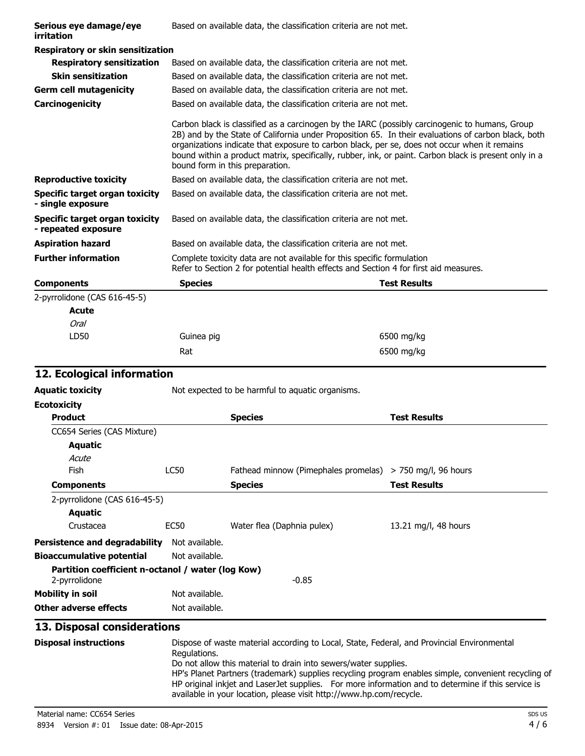| | |
|---|---|
| **Serious eye damage/eye irritation** | Based on available data, the classification criteria are not met. |
| **Respiratory or skin sensitization** | |
| **Respiratory sensitization** | Based on available data, the classification criteria are not met. |
| **Skin sensitization** | Based on available data, the classification criteria are not met. |
| **Germ cell mutagenicity** | Based on available data, the classification criteria are not met. |
| **Carcinogenicity** | Based on available data, the classification criteria are not met. |
| | Carbon black is classified as a carcinogen by the IARC (possibly carcinogenic to humans, Group 2B) and by the State of California under Proposition 65. In their evaluations of carbon black, both organizations indicate that exposure to carbon black, per se, does not occur when it remains bound within a product matrix, specifically, rubber, ink, or paint. Carbon black is present only in a bound form in this preparation. |
| **Reproductive toxicity** | Based on available data, the classification criteria are not met. |
| **Specific target organ toxicity - single exposure** | Based on available data, the classification criteria are not met. |
| **Specific target organ toxicity - repeated exposure** | Based on available data, the classification criteria are not met. |
| **Aspiration hazard** | Based on available data, the classification criteria are not met. |
| **Further information** | Complete toxicity data are not available for this specific formulation<br>Refer to Section 2 for potential health effects and Section 4 for first aid measures. |

| Components | Species | Test Results |
|---|---|---|
| 2-pyrrolidone (CAS 616-45-5) | | |
| **Acute** | | |
| *Oral* | | |
| LD50 | Guinea pig | 6500 mg/kg |
| | Rat | 6500 mg/kg |

## 12. Ecological information

**Aquatic toxicity** Not expected to be harmful to aquatic organisms.

**Ecotoxicity**

| Product | | Species | Test Results |
|---|---|---|---|
| CC654 Series (CAS Mixture) | | | |
| **Aquatic** | | | |
| *Acute* | | | |
| Fish | LC50 | Fathead minnow (Pimephales promelas) | > 750 mg/l, 96 hours |
| **Components** | | **Species** | **Test Results** |
| 2-pyrrolidone (CAS 616-45-5) | | | |
| **Aquatic** | | | |
| Crustacea | EC50 | Water flea (Daphnia pulex) | 13.21 mg/l, 48 hours |

**Persistence and degradability** Not available.

**Bioaccumulative potential** Not available.

**Partition coefficient n-octanol / water (log Kow)**
2-pyrrolidone -0.85

**Mobility in soil** Not available.

**Other adverse effects** Not available.

## 13. Disposal considerations

**Disposal instructions** Dispose of waste material according to Local, State, Federal, and Provincial Environmental Regulations.
Do not allow this material to drain into sewers/water supplies.
HP's Planet Partners (trademark) supplies recycling program enables simple, convenient recycling of HP original inkjet and LaserJet supplies. For more information and to determine if this service is available in your location, please visit http://www.hp.com/recycle.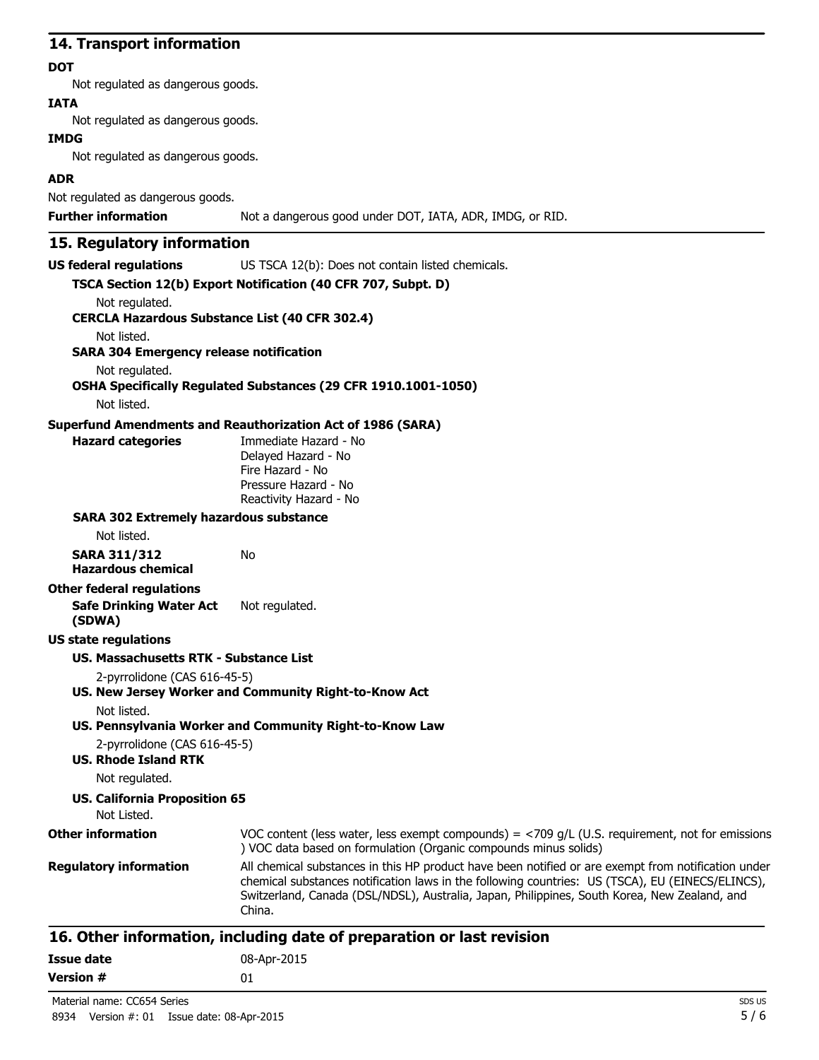## 14. Transport information

**DOT**

Not regulated as dangerous goods.

**IATA**

Not regulated as dangerous goods.

**IMDG**

Not regulated as dangerous goods.

**ADR**

Not regulated as dangerous goods.

**Further information** Not a dangerous good under DOT, IATA, ADR, IMDG, or RID.

## 15. Regulatory information

**US federal regulations** US TSCA 12(b): Does not contain listed chemicals.

**TSCA Section 12(b) Export Notification (40 CFR 707, Subpt. D)**

Not regulated.

**CERCLA Hazardous Substance List (40 CFR 302.4)**

Not listed.

**SARA 304 Emergency release notification**

Not regulated.

**OSHA Specifically Regulated Substances (29 CFR 1910.1001-1050)**

Not listed.

**Superfund Amendments and Reauthorization Act of 1986 (SARA)**

**Hazard categories**

Immediate Hazard - No
Delayed Hazard - No
Fire Hazard - No
Pressure Hazard - No
Reactivity Hazard - No

**SARA 302 Extremely hazardous substance**

Not listed.

**SARA 311/312 Hazardous chemical** No

**Other federal regulations**

**Safe Drinking Water Act (SDWA)** Not regulated.

**US state regulations**

**US. Massachusetts RTK - Substance List**

2-pyrrolidone (CAS 616-45-5)

**US. New Jersey Worker and Community Right-to-Know Act**

Not listed.

**US. Pennsylvania Worker and Community Right-to-Know Law**

2-pyrrolidone (CAS 616-45-5)

**US. Rhode Island RTK**

Not regulated.

**US. California Proposition 65**

Not Listed.

**Other information** VOC content (less water, less exempt compounds) = <709 g/L (U.S. requirement, not for emissions ) VOC data based on formulation (Organic compounds minus solids)

**Regulatory information** All chemical substances in this HP product have been notified or are exempt from notification under chemical substances notification laws in the following countries: US (TSCA), EU (EINECS/ELINCS), Switzerland, Canada (DSL/NDSL), Australia, Japan, Philippines, South Korea, New Zealand, and China.

## 16. Other information, including date of preparation or last revision

**Issue date** 08-Apr-2015

**Version #** 01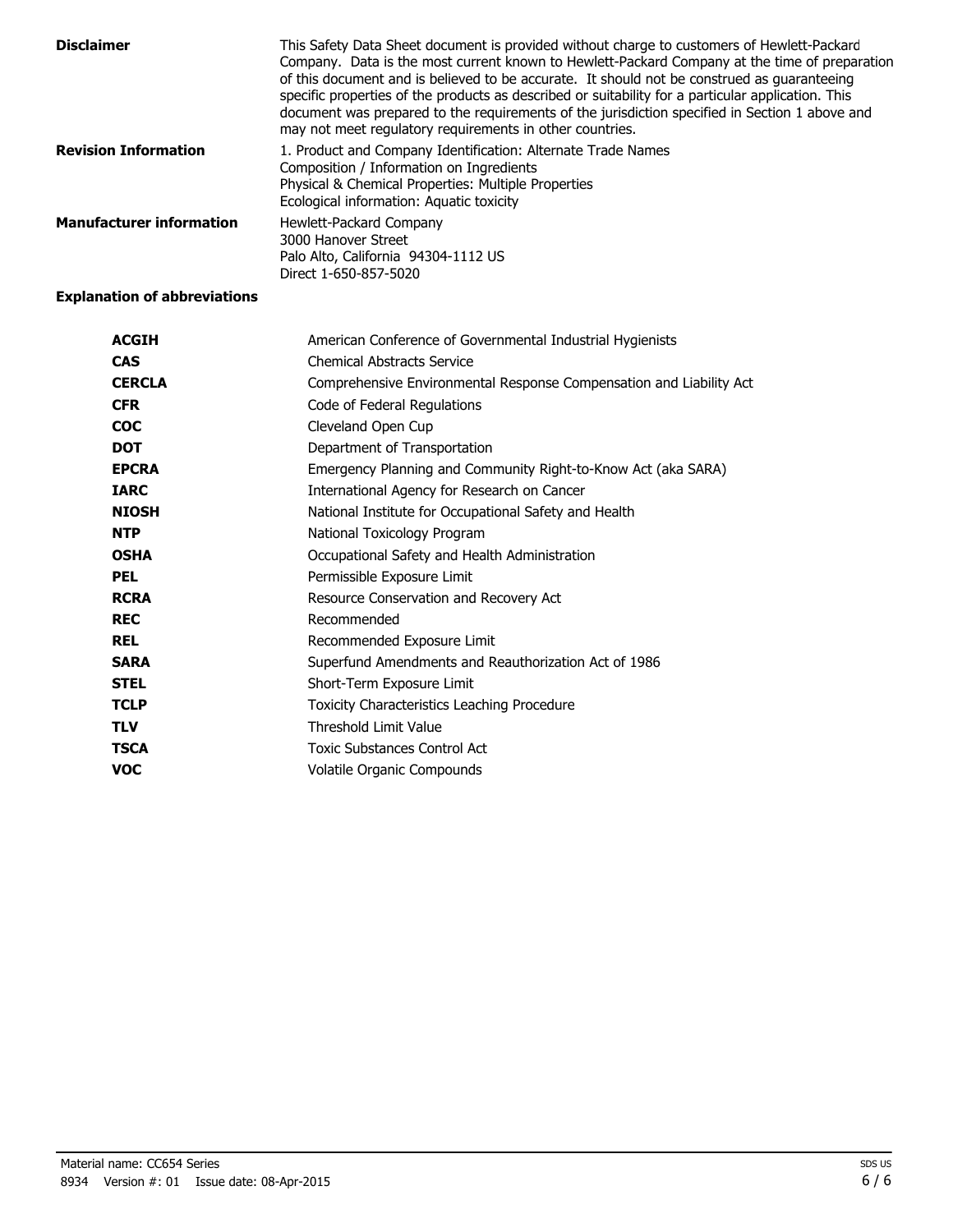**Disclaimer**

This Safety Data Sheet document is provided without charge to customers of Hewlett-Packard Company. Data is the most current known to Hewlett-Packard Company at the time of preparation of this document and is believed to be accurate. It should not be construed as guaranteeing specific properties of the products as described or suitability for a particular application. This document was prepared to the requirements of the jurisdiction specified in Section 1 above and may not meet regulatory requirements in other countries.

**Revision Information**

1. Product and Company Identification: Alternate Trade Names
Composition / Information on Ingredients
Physical & Chemical Properties: Multiple Properties
Ecological information: Aquatic toxicity

**Manufacturer information**

Hewlett-Packard Company
3000 Hanover Street
Palo Alto, California 94304-1112 US
Direct 1-650-857-5020

**Explanation of abbreviations**

| | |
|---|---|
| **ACGIH** | American Conference of Governmental Industrial Hygienists |
| **CAS** | Chemical Abstracts Service |
| **CERCLA** | Comprehensive Environmental Response Compensation and Liability Act |
| **CFR** | Code of Federal Regulations |
| **COC** | Cleveland Open Cup |
| **DOT** | Department of Transportation |
| **EPCRA** | Emergency Planning and Community Right-to-Know Act (aka SARA) |
| **IARC** | International Agency for Research on Cancer |
| **NIOSH** | National Institute for Occupational Safety and Health |
| **NTP** | National Toxicology Program |
| **OSHA** | Occupational Safety and Health Administration |
| **PEL** | Permissible Exposure Limit |
| **RCRA** | Resource Conservation and Recovery Act |
| **REC** | Recommended |
| **REL** | Recommended Exposure Limit |
| **SARA** | Superfund Amendments and Reauthorization Act of 1986 |
| **STEL** | Short-Term Exposure Limit |
| **TCLP** | Toxicity Characteristics Leaching Procedure |
| **TLV** | Threshold Limit Value |
| **TSCA** | Toxic Substances Control Act |
| **VOC** | Volatile Organic Compounds |